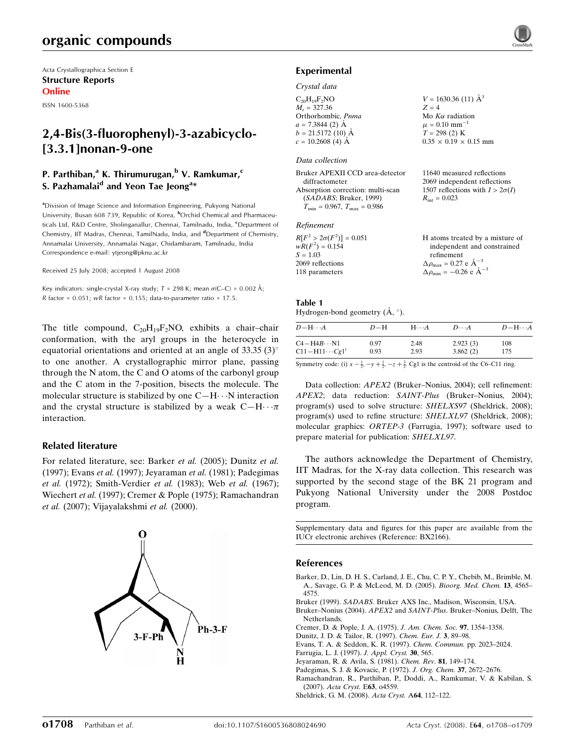# organic compounds

Acta Crystallographica Section E
**Structure Reports**
**Online**

ISSN 1600-5368

# 2,4-Bis(3-fluorophenyl)-3-azabicyclo-[3.3.1]nonan-9-one

**P. Parthiban,[a] K. Thirumurugan,[b] V. Ramkumar,[c] S. Pazhamalai[d] and Yeon Tae Jeong[a]***

[a]Division of Image Science and Information Engineering, Pukyong National University, Busan 608 739, Republic of Korea, [b]Orchid Chemical and Pharmaceuticals Ltd, R&D Centre, Sholinganallur, Chennai, Tamilnadu, India, [c]Department of Chemistry, IIT Madras, Chennai, TamilNadu, India, and [d]Department of Chemistry, Annamalai University, Annamalai Nagar, Chidambaram, Tamilnadu, India
Correspondence e-mail: ytjeong@pknu.ac.kr

Received 25 July 2008; accepted 1 August 2008

Key indicators: single-crystal X-ray study; $T$ = 298 K; mean $\sigma$(C–C) = 0.002 Å; $R$ factor = 0.051; $wR$ factor = 0.155; data-to-parameter ratio = 17.5.

The title compound, $C_{20}H_{19}F_2NO$, exhibits a chair–chair conformation, with the aryl groups in the heterocycle in equatorial orientations and oriented at an angle of 33.35 (3)° to one another. A crystallographic mirror plane, passing through the N atom, the C and O atoms of the carbonyl group and the C atom in the 7-position, bisects the molecule. The molecular structure is stabilized by one C—H$\cdots$N interaction and the crystal structure is stabilized by a weak C—H$\cdots\pi$ interaction.

## Related literature

For related literature, see: Barker *et al.* (2005); Dunitz *et al.* (1997); Evans *et al.* (1997); Jeyaraman *et al.* (1981); Padegimas *et al.* (1972); Smith-Verdier *et al.* (1983); Web *et al.* (1967); Wiechert *et al.* (1997); Cremer & Pople (1975); Ramachandran *et al.* (2007); Vijayalakshmi *et al.* (2000).

## Experimental

### Crystal data

$C_{20}H_{19}F_2NO$
$M_r$ = 327.36
Orthorhombic, $Pnma$
$a$ = 7.3844 (2) Å
$b$ = 21.5172 (10) Å
$c$ = 10.2608 (4) Å
$V$ = 1630.36 (11) Å$^3$
$Z$ = 4
Mo $K\alpha$ radiation
$\mu$ = 0.10 mm$^{-1}$
$T$ = 298 (2) K
0.35 × 0.19 × 0.15 mm

### Data collection

Bruker APEXII CCD area-detector diffractometer
Absorption correction: multi-scan (*SADABS*; Bruker, 1999)
$T_{min}$ = 0.967, $T_{max}$ = 0.986
11640 measured reflections
2069 independent reflections
1507 reflections with $I > 2\sigma(I)$
$R_{int}$ = 0.023

### Refinement

$R[F^2 > 2\sigma(F^2)]$ = 0.051
$wR(F^2)$ = 0.154
$S$ = 1.03
2069 reflections
118 parameters
H atoms treated by a mixture of independent and constrained refinement
$\Delta\rho_{max}$ = 0.27 e Å$^{-3}$
$\Delta\rho_{min}$ = −0.26 e Å$^{-3}$

**Table 1**
Hydrogen-bond geometry (Å, °).

| $D$—H$\cdots A$ | $D$—H | H$\cdots A$ | $D\cdots A$ | $D$—H$\cdots A$ |
|---|---|---|---|---|
| C4—H4B$\cdots$N1 | 0.97 | 2.48 | 2.923 (3) | 108 |
| C11—H11$\cdots$Cg1[i] | 0.93 | 2.93 | 3.862 (2) | 175 |

Symmetry code: (i) $x - \frac{1}{2}, -y + \frac{1}{2}, -z + \frac{3}{2}$. Cg1 is the centroid of the C6–C11 ring.

Data collection: *APEX2* (Bruker–Nonius, 2004); cell refinement: *APEX2*; data reduction: *SAINT-Plus* (Bruker–Nonius, 2004); program(s) used to solve structure: *SHELXS97* (Sheldrick, 2008); program(s) used to refine structure: *SHELXL97* (Sheldrick, 2008); molecular graphics: *ORTEP-3* (Farrugia, 1997); software used to prepare material for publication: *SHELXL97*.

The authors acknowledge the Department of Chemistry, IIT Madras, for the X-ray data collection. This research was supported by the second stage of the BK 21 program and Pukyong National University under the 2008 Postdoc program.

Supplementary data and figures for this paper are available from the IUCr electronic archives (Reference: BX2166).

## References

Barker, D., Lin, D. H. S., Carland, J. E., Chu, C. P. Y., Chebib, M., Brimble, M. A., Savage, G. P. & McLeod, M. D. (2005). *Bioorg. Med. Chem.* **13**, 4565–4575.
Bruker (1999). *SADABS*. Bruker AXS Inc., Madison, Wisconsin, USA.
Bruker–Nonius (2004). *APEX2* and *SAINT-Plus*. Bruker–Nonius, Delft, The Netherlands.
Cremer, D. & Pople, J. A. (1975). *J. Am. Chem. Soc.* **97**, 1354–1358.
Dunitz, J. D. & Tailor, R. (1997). *Chem. Eur. J.* **3**, 89–98.
Evans, T. A. & Seddon, K. R. (1997). *Chem. Commun.* pp. 2023–2024.
Farrugia, L. J. (1997). *J. Appl. Cryst.* **30**, 565.
Jeyaraman, R. & Avila, S. (1981). *Chem. Rev.* **81**, 149–174.
Padegimas, S. J. & Kovacic, P. (1972). *J. Org. Chem.* **37**, 2672–2676.
Ramachandran, R., Parthiban, P., Doddi, A., Ramkumar, V. & Kabilan, S. (2007). *Acta Cryst.* E**63**, o4559.
Sheldrick, G. M. (2008). *Acta Cryst.* A**64**, 112–122.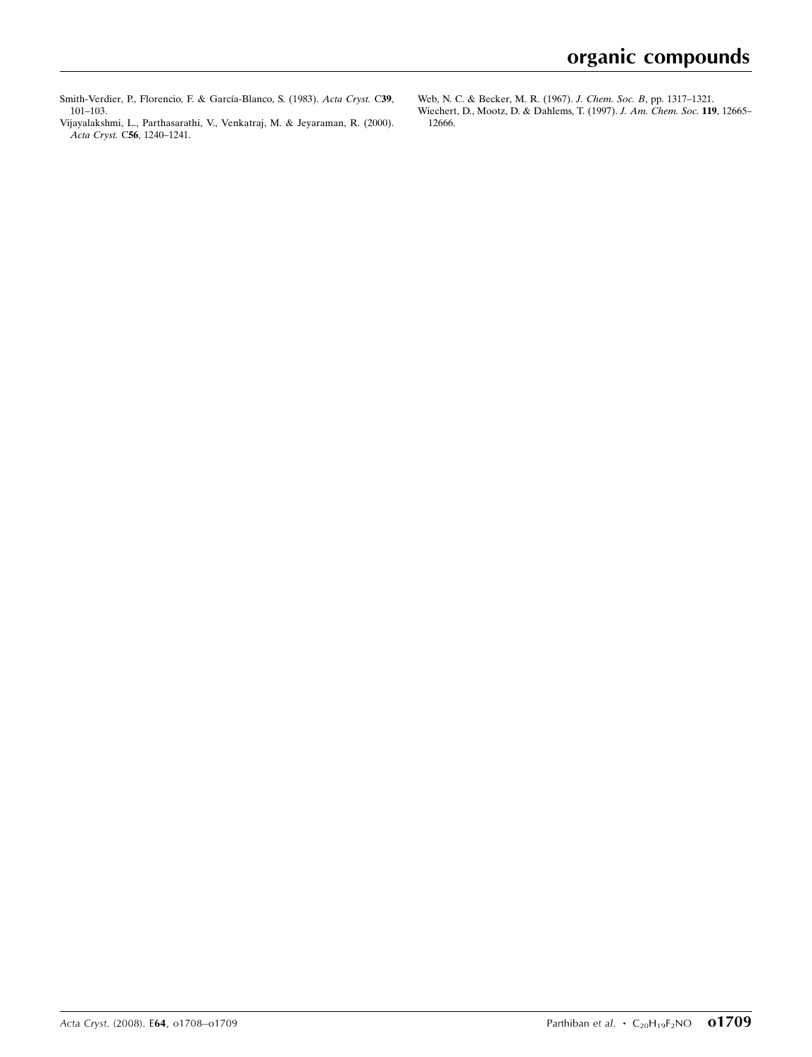Smith-Verdier, P., Florencio, F. & García-Blanco, S. (1983). *Acta Cryst.* C**39**, 101–103.

Vijayalakshmi, L., Parthasarathi, V., Venkatraj, M. & Jeyaraman, R. (2000). *Acta Cryst.* C**56**, 1240–1241.

Web, N. C. & Becker, M. R. (1967). *J. Chem. Soc. B*, pp. 1317–1321.

Wiechert, D., Mootz, D. & Dahlems, T. (1997). *J. Am. Chem. Soc.* **119**, 12665–12666.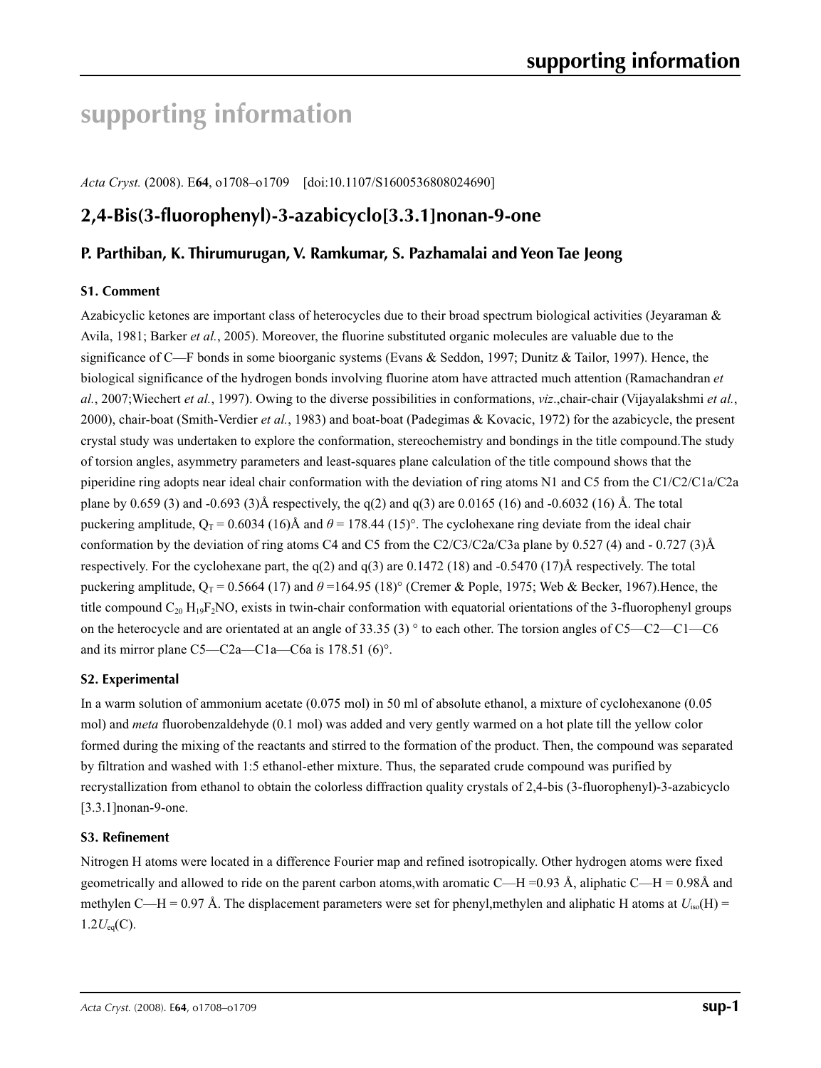# supporting information

*Acta Cryst.* (2008). E**64**, o1708–o1709 [doi:10.1107/S1600536808024690]

## 2,4-Bis(3-fluorophenyl)-3-azabicyclo[3.3.1]nonan-9-one

### P. Parthiban, K. Thirumurugan, V. Ramkumar, S. Pazhamalai and Yeon Tae Jeong

### S1. Comment

Azabicyclic ketones are important class of heterocycles due to their broad spectrum biological activities (Jeyaraman & Avila, 1981; Barker *et al.*, 2005). Moreover, the fluorine substituted organic molecules are valuable due to the significance of C—F bonds in some bioorganic systems (Evans & Seddon, 1997; Dunitz & Tailor, 1997). Hence, the biological significance of the hydrogen bonds involving fluorine atom have attracted much attention (Ramachandran *et al.*, 2007;Wiechert *et al.*, 1997). Owing to the diverse possibilities in conformations, *viz*.,chair-chair (Vijayalakshmi *et al.*, 2000), chair-boat (Smith-Verdier *et al.*, 1983) and boat-boat (Padegimas & Kovacic, 1972) for the azabicycle, the present crystal study was undertaken to explore the conformation, stereochemistry and bondings in the title compound.The study of torsion angles, asymmetry parameters and least-squares plane calculation of the title compound shows that the piperidine ring adopts near ideal chair conformation with the deviation of ring atoms N1 and C5 from the C1/C2/C1a/C2a plane by 0.659 (3) and -0.693 (3)Å respectively, the q(2) and q(3) are 0.0165 (16) and -0.6032 (16) Å. The total puckering amplitude, $Q_T$ = 0.6034 (16)Å and $\theta$ = 178.44 (15)°. The cyclohexane ring deviate from the ideal chair conformation by the deviation of ring atoms C4 and C5 from the C2/C3/C2a/C3a plane by 0.527 (4) and - 0.727 (3)Å respectively. For the cyclohexane part, the q(2) and q(3) are 0.1472 (18) and -0.5470 (17)Å respectively. The total puckering amplitude, $Q_T$ = 0.5664 (17) and $\theta$ =164.95 (18)° (Cremer & Pople, 1975; Web & Becker, 1967).Hence, the title compound $C_{20}H_{19}F_2NO$, exists in twin-chair conformation with equatorial orientations of the 3-fluorophenyl groups on the heterocycle and are orientated at an angle of 33.35 (3) ° to each other. The torsion angles of C5—C2—C1—C6 and its mirror plane C5—C2a—C1a—C6a is 178.51 (6)°.

### S2. Experimental

In a warm solution of ammonium acetate (0.075 mol) in 50 ml of absolute ethanol, a mixture of cyclohexanone (0.05 mol) and *meta* fluorobenzaldehyde (0.1 mol) was added and very gently warmed on a hot plate till the yellow color formed during the mixing of the reactants and stirred to the formation of the product. Then, the compound was separated by filtration and washed with 1:5 ethanol-ether mixture. Thus, the separated crude compound was purified by recrystallization from ethanol to obtain the colorless diffraction quality crystals of 2,4-bis (3-fluorophenyl)-3-azabicyclo [3.3.1]nonan-9-one.

### S3. Refinement

Nitrogen H atoms were located in a difference Fourier map and refined isotropically. Other hydrogen atoms were fixed geometrically and allowed to ride on the parent carbon atoms,with aromatic C—H =0.93 Å, aliphatic C—H = 0.98Å and methylen C—H = 0.97 Å. The displacement parameters were set for phenyl,methylen and aliphatic H atoms at $U_{iso}$(H) = $1.2U_{eq}$(C).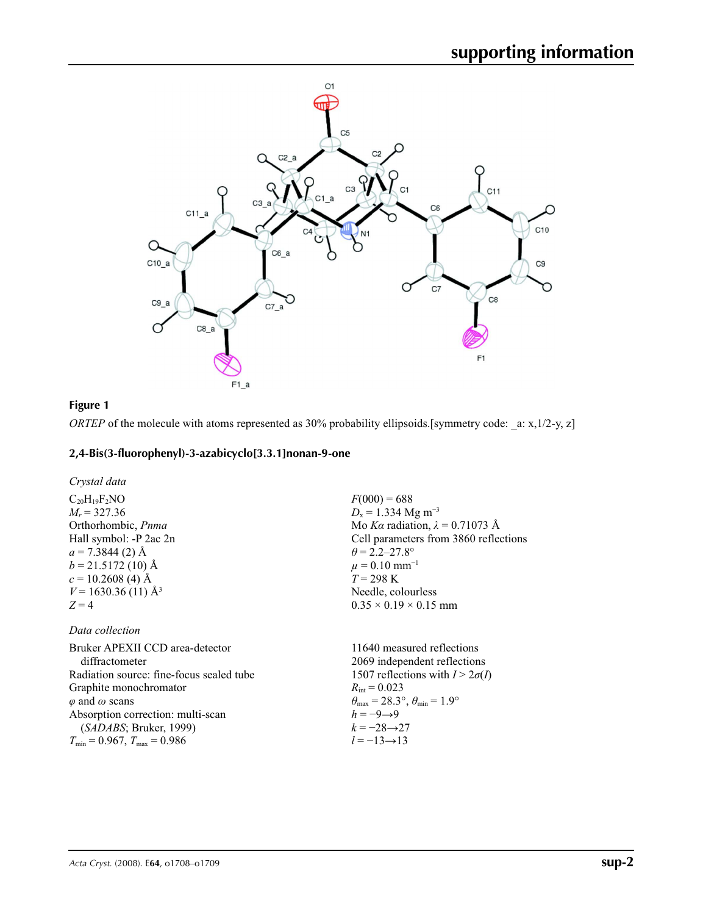**Figure 1**

*ORTEP* of the molecule with atoms represented as 30% probability ellipsoids.[symmetry code: _a: x,1/2-y, z]

## 2,4-Bis(3-fluorophenyl)-3-azabicyclo[3.3.1]nonan-9-one

### *Crystal data*

$C_{20}H_{19}F_2NO$
$M_r = 327.36$
Orthorhombic, *Pnma*
Hall symbol: -P 2ac 2n
$a = 7.3844$ (2) Å
$b = 21.5172$ (10) Å
$c = 10.2608$ (4) Å
$V = 1630.36$ (11) Å$^3$
$Z = 4$

$F(000) = 688$
$D_x = 1.334$ Mg m$^{-3}$
Mo *Kα* radiation, $\lambda = 0.71073$ Å
Cell parameters from 3860 reflections
$\theta = 2.2$–27.8°
$\mu = 0.10$ mm$^{-1}$
$T = 298$ K
Needle, colourless
0.35 × 0.19 × 0.15 mm

### *Data collection*

Bruker APEXII CCD area-detector diffractometer
Radiation source: fine-focus sealed tube
Graphite monochromator
$\varphi$ and $\omega$ scans
Absorption correction: multi-scan (*SADABS*; Bruker, 1999)
$T_{min} = 0.967$, $T_{max} = 0.986$

11640 measured reflections
2069 independent reflections
1507 reflections with $I > 2\sigma(I)$
$R_{int} = 0.023$
$\theta_{max} = 28.3°$, $\theta_{min} = 1.9°$
$h = -9 \rightarrow 9$
$k = -28 \rightarrow 27$
$l = -13 \rightarrow 13$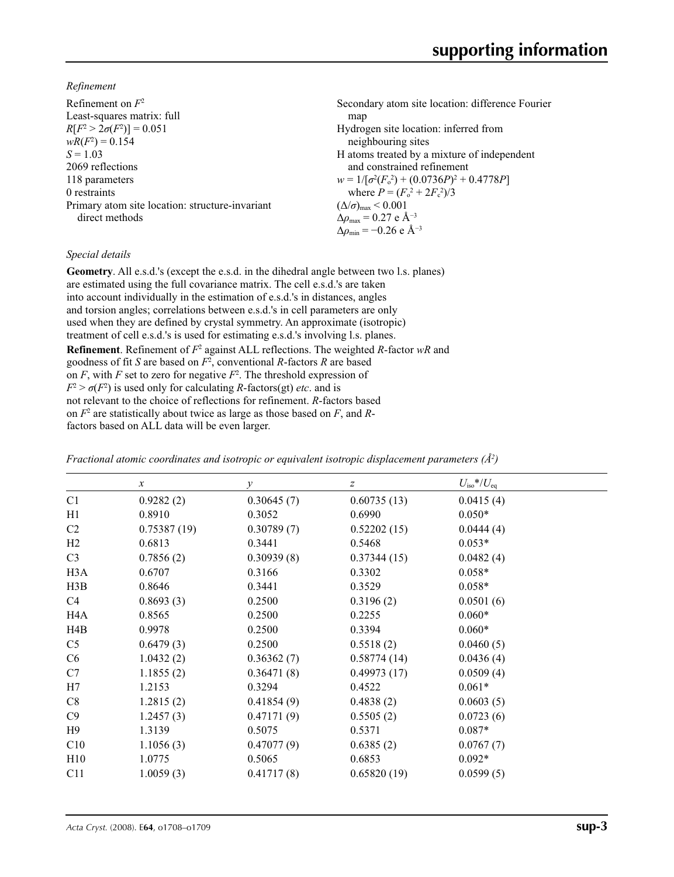*Refinement*

Refinement on $F^2$
Least-squares matrix: full
$R[F^2 > 2\sigma(F^2)] = 0.051$
$wR(F^2) = 0.154$
$S = 1.03$
2069 reflections
118 parameters
0 restraints
Primary atom site location: structure-invariant direct methods
Secondary atom site location: difference Fourier map
Hydrogen site location: inferred from neighbouring sites
H atoms treated by a mixture of independent and constrained refinement
$w = 1/[\sigma^2(F_o^2) + (0.0736P)^2 + 0.4778P]$ where $P = (F_o^2 + 2F_c^2)/3$
$(\Delta/\sigma)_{max} < 0.001$
$\Delta\rho_{max} = 0.27$ e Å$^{-3}$
$\Delta\rho_{min} = -0.26$ e Å$^{-3}$

*Special details*

**Geometry**. All e.s.d.'s (except the e.s.d. in the dihedral angle between two l.s. planes) are estimated using the full covariance matrix. The cell e.s.d.'s are taken into account individually in the estimation of e.s.d.'s in distances, angles and torsion angles; correlations between e.s.d.'s in cell parameters are only used when they are defined by crystal symmetry. An approximate (isotropic) treatment of cell e.s.d.'s is used for estimating e.s.d.'s involving l.s. planes.

**Refinement**. Refinement of $F^2$ against ALL reflections. The weighted $R$-factor $wR$ and goodness of fit $S$ are based on $F^2$, conventional $R$-factors $R$ are based on $F$, with $F$ set to zero for negative $F^2$. The threshold expression of $F^2 > \sigma(F^2)$ is used only for calculating $R$-factors(gt) *etc*. and is not relevant to the choice of reflections for refinement. $R$-factors based on $F^2$ are statistically about twice as large as those based on $F$, and $R$-factors based on ALL data will be even larger.

*Fractional atomic coordinates and isotropic or equivalent isotropic displacement parameters (Å$^2$)*

| | $x$ | $y$ | $z$ | $U_{iso}$\*/$U_{eq}$ |
|---|---|---|---|---|
| C1 | 0.9282 (2) | 0.30645 (7) | 0.60735 (13) | 0.0415 (4) |
| H1 | 0.8910 | 0.3052 | 0.6990 | 0.050* |
| C2 | 0.75387 (19) | 0.30789 (7) | 0.52202 (15) | 0.0444 (4) |
| H2 | 0.6813 | 0.3441 | 0.5468 | 0.053* |
| C3 | 0.7856 (2) | 0.30939 (8) | 0.37344 (15) | 0.0482 (4) |
| H3A | 0.6707 | 0.3166 | 0.3302 | 0.058* |
| H3B | 0.8646 | 0.3441 | 0.3529 | 0.058* |
| C4 | 0.8693 (3) | 0.2500 | 0.3196 (2) | 0.0501 (6) |
| H4A | 0.8565 | 0.2500 | 0.2255 | 0.060* |
| H4B | 0.9978 | 0.2500 | 0.3394 | 0.060* |
| C5 | 0.6479 (3) | 0.2500 | 0.5518 (2) | 0.0460 (5) |
| C6 | 1.0432 (2) | 0.36362 (7) | 0.58774 (14) | 0.0436 (4) |
| C7 | 1.1855 (2) | 0.36471 (8) | 0.49973 (17) | 0.0509 (4) |
| H7 | 1.2153 | 0.3294 | 0.4522 | 0.061* |
| C8 | 1.2815 (2) | 0.41854 (9) | 0.4838 (2) | 0.0603 (5) |
| C9 | 1.2457 (3) | 0.47171 (9) | 0.5505 (2) | 0.0723 (6) |
| H9 | 1.3139 | 0.5075 | 0.5371 | 0.087* |
| C10 | 1.1056 (3) | 0.47077 (9) | 0.6385 (2) | 0.0767 (7) |
| H10 | 1.0775 | 0.5065 | 0.6853 | 0.092* |
| C11 | 1.0059 (3) | 0.41717 (8) | 0.65820 (19) | 0.0599 (5) |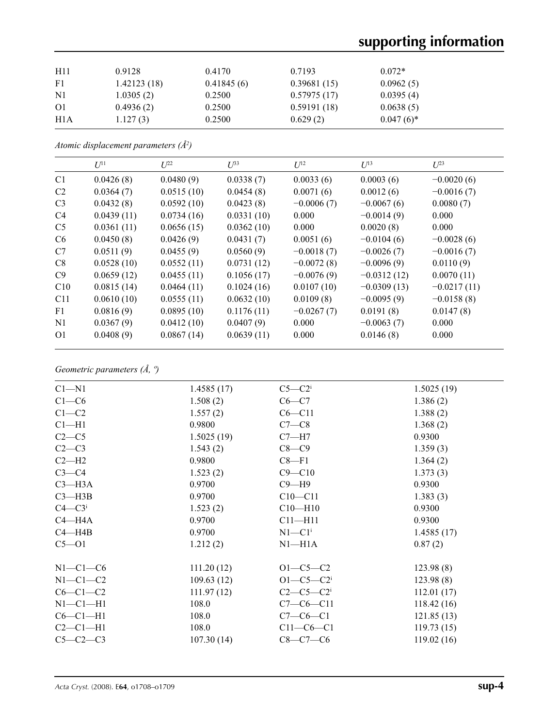| | | | | |
|---|---|---|---|---|
| H11 | 0.9128 | 0.4170 | 0.7193 | 0.072* |
| F1 | 1.42123 (18) | 0.41845 (6) | 0.39681 (15) | 0.0962 (5) |
| N1 | 1.0305 (2) | 0.2500 | 0.57975 (17) | 0.0395 (4) |
| O1 | 0.4936 (2) | 0.2500 | 0.59191 (18) | 0.0638 (5) |
| H1A | 1.127 (3) | 0.2500 | 0.629 (2) | 0.047 (6)* |

*Atomic displacement parameters (Å²)*

| | $U^{11}$ | $U^{22}$ | $U^{33}$ | $U^{12}$ | $U^{13}$ | $U^{23}$ |
|---|---|---|---|---|---|---|
| C1 | 0.0426 (8) | 0.0480 (9) | 0.0338 (7) | 0.0033 (6) | 0.0003 (6) | −0.0020 (6) |
| C2 | 0.0364 (7) | 0.0515 (10) | 0.0454 (8) | 0.0071 (6) | 0.0012 (6) | −0.0016 (7) |
| C3 | 0.0432 (8) | 0.0592 (10) | 0.0423 (8) | −0.0006 (7) | −0.0067 (6) | 0.0080 (7) |
| C4 | 0.0439 (11) | 0.0734 (16) | 0.0331 (10) | 0.000 | −0.0014 (9) | 0.000 |
| C5 | 0.0361 (11) | 0.0656 (15) | 0.0362 (10) | 0.000 | 0.0020 (8) | 0.000 |
| C6 | 0.0450 (8) | 0.0426 (9) | 0.0431 (7) | 0.0051 (6) | −0.0104 (6) | −0.0028 (6) |
| C7 | 0.0511 (9) | 0.0455 (9) | 0.0560 (9) | −0.0018 (7) | −0.0026 (7) | −0.0016 (7) |
| C8 | 0.0528 (10) | 0.0552 (11) | 0.0731 (12) | −0.0072 (8) | −0.0096 (9) | 0.0110 (9) |
| C9 | 0.0659 (12) | 0.0455 (11) | 0.1056 (17) | −0.0076 (9) | −0.0312 (12) | 0.0070 (11) |
| C10 | 0.0815 (14) | 0.0464 (11) | 0.1024 (16) | 0.0107 (10) | −0.0309 (13) | −0.0217 (11) |
| C11 | 0.0610 (10) | 0.0555 (11) | 0.0632 (10) | 0.0109 (8) | −0.0095 (9) | −0.0158 (8) |
| F1 | 0.0816 (9) | 0.0895 (10) | 0.1176 (11) | −0.0267 (7) | 0.0191 (8) | 0.0147 (8) |
| N1 | 0.0367 (9) | 0.0412 (10) | 0.0407 (9) | 0.000 | −0.0063 (7) | 0.000 |
| O1 | 0.0408 (9) | 0.0867 (14) | 0.0639 (11) | 0.000 | 0.0146 (8) | 0.000 |

*Geometric parameters (Å, º)*

| | | | |
|---|---|---|---|
| C1—N1 | 1.4585 (17) | C5—C2$^{i}$ | 1.5025 (19) |
| C1—C6 | 1.508 (2) | C6—C7 | 1.386 (2) |
| C1—C2 | 1.557 (2) | C6—C11 | 1.388 (2) |
| C1—H1 | 0.9800 | C7—C8 | 1.368 (2) |
| C2—C5 | 1.5025 (19) | C7—H7 | 0.9300 |
| C2—C3 | 1.543 (2) | C8—C9 | 1.359 (3) |
| C2—H2 | 0.9800 | C8—F1 | 1.364 (2) |
| C3—C4 | 1.523 (2) | C9—C10 | 1.373 (3) |
| C3—H3A | 0.9700 | C9—H9 | 0.9300 |
| C3—H3B | 0.9700 | C10—C11 | 1.383 (3) |
| C4—C3$^{i}$ | 1.523 (2) | C10—H10 | 0.9300 |
| C4—H4A | 0.9700 | C11—H11 | 0.9300 |
| C4—H4B | 0.9700 | N1—C1$^{i}$ | 1.4585 (17) |
| C5—O1 | 1.212 (2) | N1—H1A | 0.87 (2) |
| | | | |
| N1—C1—C6 | 111.20 (12) | O1—C5—C2 | 123.98 (8) |
| N1—C1—C2 | 109.63 (12) | O1—C5—C2$^{i}$ | 123.98 (8) |
| C6—C1—C2 | 111.97 (12) | C2—C5—C2$^{i}$ | 112.01 (17) |
| N1—C1—H1 | 108.0 | C7—C6—C11 | 118.42 (16) |
| C6—C1—H1 | 108.0 | C7—C6—C1 | 121.85 (13) |
| C2—C1—H1 | 108.0 | C11—C6—C1 | 119.73 (15) |
| C5—C2—C3 | 107.30 (14) | C8—C7—C6 | 119.02 (16) |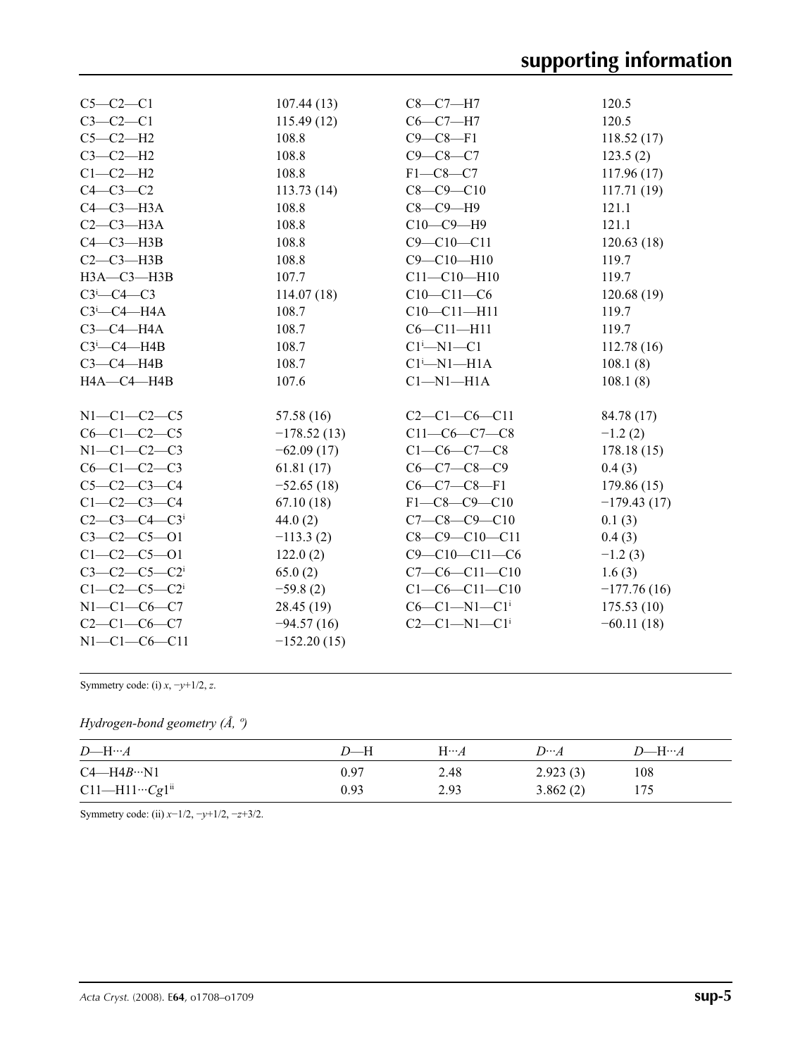| | | | |
|---|---|---|---|
| C5—C2—C1 | 107.44 (13) | C8—C7—H7 | 120.5 |
| C3—C2—C1 | 115.49 (12) | C6—C7—H7 | 120.5 |
| C5—C2—H2 | 108.8 | C9—C8—F1 | 118.52 (17) |
| C3—C2—H2 | 108.8 | C9—C8—C7 | 123.5 (2) |
| C1—C2—H2 | 108.8 | F1—C8—C7 | 117.96 (17) |
| C4—C3—C2 | 113.73 (14) | C8—C9—C10 | 117.71 (19) |
| C4—C3—H3A | 108.8 | C8—C9—H9 | 121.1 |
| C2—C3—H3A | 108.8 | C10—C9—H9 | 121.1 |
| C4—C3—H3B | 108.8 | C9—C10—C11 | 120.63 (18) |
| C2—C3—H3B | 108.8 | C9—C10—H10 | 119.7 |
| H3A—C3—H3B | 107.7 | C11—C10—H10 | 119.7 |
| C3$^{i}$—C4—C3 | 114.07 (18) | C10—C11—C6 | 120.68 (19) |
| C3$^{i}$—C4—H4A | 108.7 | C10—C11—H11 | 119.7 |
| C3—C4—H4A | 108.7 | C6—C11—H11 | 119.7 |
| C3$^{i}$—C4—H4B | 108.7 | C1$^{i}$—N1—C1 | 112.78 (16) |
| C3—C4—H4B | 108.7 | C1$^{i}$—N1—H1A | 108.1 (8) |
| H4A—C4—H4B | 107.6 | C1—N1—H1A | 108.1 (8) |
| | | | |
| N1—C1—C2—C5 | 57.58 (16) | C2—C1—C6—C11 | 84.78 (17) |
| C6—C1—C2—C5 | −178.52 (13) | C11—C6—C7—C8 | −1.2 (2) |
| N1—C1—C2—C3 | −62.09 (17) | C1—C6—C7—C8 | 178.18 (15) |
| C6—C1—C2—C3 | 61.81 (17) | C6—C7—C8—C9 | 0.4 (3) |
| C5—C2—C3—C4 | −52.65 (18) | C6—C7—C8—F1 | 179.86 (15) |
| C1—C2—C3—C4 | 67.10 (18) | F1—C8—C9—C10 | −179.43 (17) |
| C2—C3—C4—C3$^{i}$ | 44.0 (2) | C7—C8—C9—C10 | 0.1 (3) |
| C3—C2—C5—O1 | −113.3 (2) | C8—C9—C10—C11 | 0.4 (3) |
| C1—C2—C5—O1 | 122.0 (2) | C9—C10—C11—C6 | −1.2 (3) |
| C3—C2—C5—C2$^{i}$ | 65.0 (2) | C7—C6—C11—C10 | 1.6 (3) |
| C1—C2—C5—C2$^{i}$ | −59.8 (2) | C1—C6—C11—C10 | −177.76 (16) |
| N1—C1—C6—C7 | 28.45 (19) | C6—C1—N1—C1$^{i}$ | 175.53 (10) |
| C2—C1—C6—C7 | −94.57 (16) | C2—C1—N1—C1$^{i}$ | −60.11 (18) |
| N1—C1—C6—C11 | −152.20 (15) | | |

Symmetry code: (i) $x$, $-y+1/2$, $z$.

*Hydrogen-bond geometry (Å, º)*

| $D$—H···$A$ | $D$—H | H···$A$ | $D$···$A$ | $D$—H···$A$ |
|---|---|---|---|---|
| C4—H4$B$···N1 | 0.97 | 2.48 | 2.923 (3) | 108 |
| C11—H11···$Cg1^{ii}$ | 0.93 | 2.93 | 3.862 (2) | 175 |

Symmetry code: (ii) $x-1/2$, $-y+1/2$, $-z+3/2$.